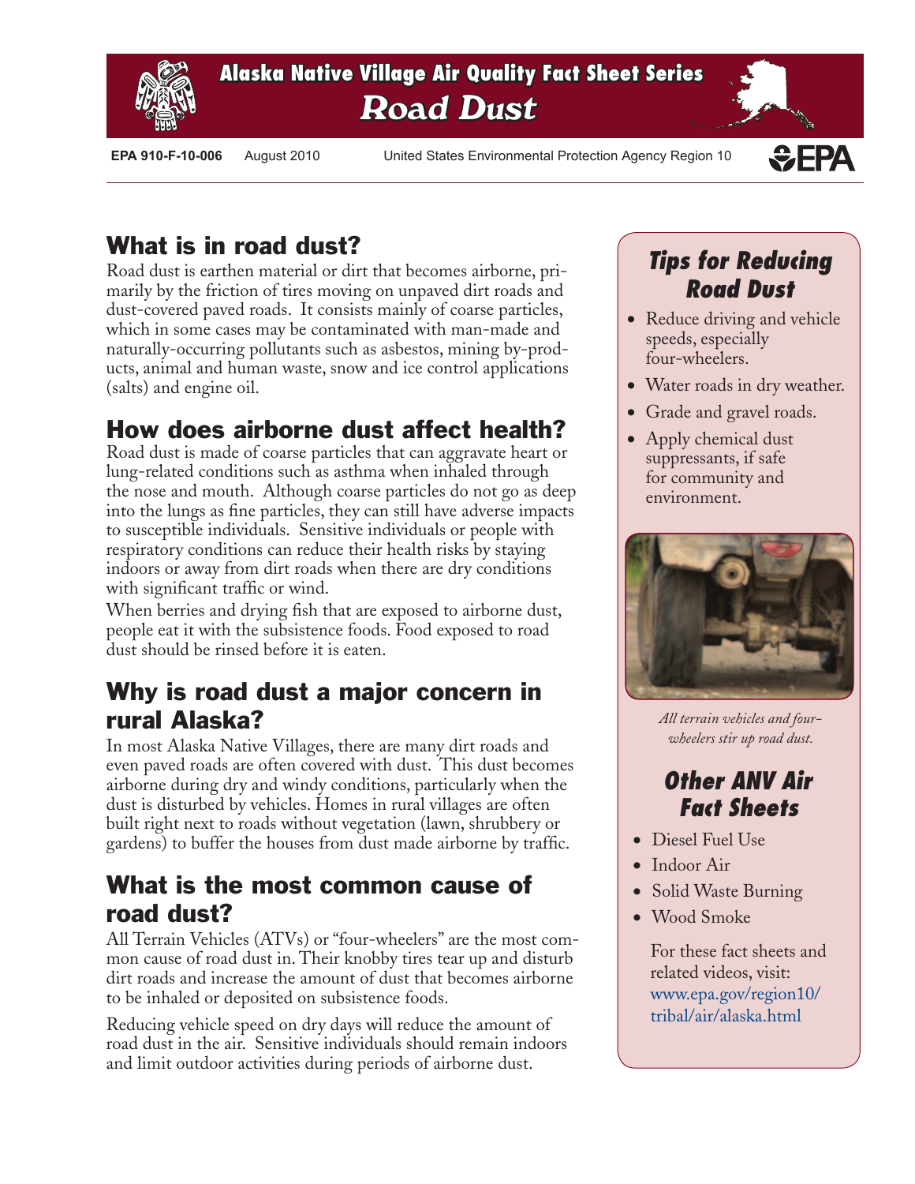# Alaska Native Village Air Quality Fact Sheet Series

# Road Dust

**EPA 910-F-10-006** August 2010 United States Environmental Protection Agency Region 10

## What is in road dust?

Road dust is earthen material or dirt that becomes airborne, primarily by the friction of tires moving on unpaved dirt roads and dust-covered paved roads. It consists mainly of coarse particles, which in some cases may be contaminated with man-made and naturally-occurring pollutants such as asbestos, mining by-products, animal and human waste, snow and ice control applications (salts) and engine oil.

## How does airborne dust affect health?

Road dust is made of coarse particles that can aggravate heart or lung-related conditions such as asthma when inhaled through the nose and mouth. Although coarse particles do not go as deep into the lungs as fine particles, they can still have adverse impacts to susceptible individuals. Sensitive individuals or people with respiratory conditions can reduce their health risks by staying indoors or away from dirt roads when there are dry conditions with significant traffic or wind.

When berries and drying fish that are exposed to airborne dust, people eat it with the subsistence foods. Food exposed to road dust should be rinsed before it is eaten.

## Why is road dust a major concern in rural Alaska?

In most Alaska Native Villages, there are many dirt roads and even paved roads are often covered with dust. This dust becomes airborne during dry and windy conditions, particularly when the dust is disturbed by vehicles. Homes in rural villages are often built right next to roads without vegetation (lawn, shrubbery or gardens) to buffer the houses from dust made airborne by traffic.

## What is the most common cause of road dust?

All Terrain Vehicles (ATVs) or "four-wheelers" are the most common cause of road dust in. Their knobby tires tear up and disturb dirt roads and increase the amount of dust that becomes airborne to be inhaled or deposited on subsistence foods.

Reducing vehicle speed on dry days will reduce the amount of road dust in the air. Sensitive individuals should remain indoors and limit outdoor activities during periods of airborne dust.

### *Tips for Reducing Road Dust*

- Reduce driving and vehicle speeds, especially four-wheelers.
- Water roads in dry weather.
- Grade and gravel roads.
- Apply chemical dust suppressants, if safe for community and environment.

*All terrain vehicles and four-wheelers stir up road dust.*

### *Other ANV Air Fact Sheets*

- Diesel Fuel Use
- Indoor Air
- Solid Waste Burning
- Wood Smoke

For these fact sheets and related videos, visit: www.epa.gov/region10/tribal/air/alaska.html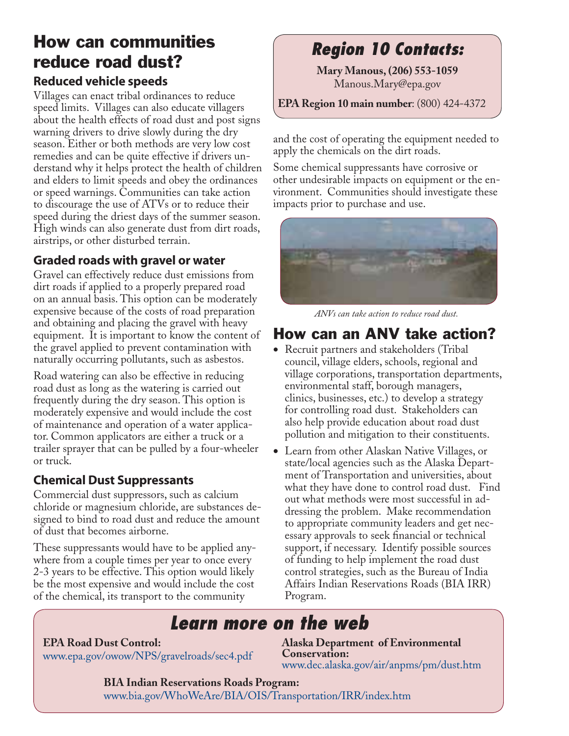# How can communities reduce road dust?

### Reduced vehicle speeds

Villages can enact tribal ordinances to reduce speed limits. Villages can also educate villagers about the health effects of road dust and post signs warning drivers to drive slowly during the dry season. Either or both methods are very low cost remedies and can be quite effective if drivers understand why it helps protect the health of children and elders to limit speeds and obey the ordinances or speed warnings. Communities can take action to discourage the use of ATVs or to reduce their speed during the driest days of the summer season. High winds can also generate dust from dirt roads, airstrips, or other disturbed terrain.

### Graded roads with gravel or water

Gravel can effectively reduce dust emissions from dirt roads if applied to a properly prepared road on an annual basis. This option can be moderately expensive because of the costs of road preparation and obtaining and placing the gravel with heavy equipment. It is important to know the content of the gravel applied to prevent contamination with naturally occurring pollutants, such as asbestos.

Road watering can also be effective in reducing road dust as long as the watering is carried out frequently during the dry season. This option is moderately expensive and would include the cost of maintenance and operation of a water applicator. Common applicators are either a truck or a trailer sprayer that can be pulled by a four-wheeler or truck.

### Chemical Dust Suppressants

Commercial dust suppressors, such as calcium chloride or magnesium chloride, are substances designed to bind to road dust and reduce the amount of dust that becomes airborne.

These suppressants would have to be applied anywhere from a couple times per year to once every 2-3 years to be effective. This option would likely be the most expensive and would include the cost of the chemical, its transport to the community and the cost of operating the equipment needed to apply the chemicals on the dirt roads.

Some chemical suppressants have corrosive or other undesirable impacts on equipment or the environment. Communities should investigate these impacts prior to purchase and use.

## *Region 10 Contacts:*

**Mary Manous, (206) 553-1059**
Manous.Mary@epa.gov

**EPA Region 10 main number**: (800) 424-4372

*ANVs can take action to reduce road dust.*

# How can an ANV take action?

- Recruit partners and stakeholders (Tribal council, village elders, schools, regional and village corporations, transportation departments, environmental staff, borough managers, clinics, businesses, etc.) to develop a strategy for controlling road dust. Stakeholders can also help provide education about road dust pollution and mitigation to their constituents.
- Learn from other Alaskan Native Villages, or state/local agencies such as the Alaska Department of Transportation and universities, about what they have done to control road dust. Find out what methods were most successful in addressing the problem. Make recommendation to appropriate community leaders and get necessary approvals to seek financial or technical support, if necessary. Identify possible sources of funding to help implement the road dust control strategies, such as the Bureau of India Affairs Indian Reservations Roads (BIA IRR) Program.

## *Learn more on the web*

**EPA Road Dust Control:**
www.epa.gov/owow/NPS/gravelroads/sec4.pdf

**Alaska Department of Environmental Conservation:**
www.dec.alaska.gov/air/anpms/pm/dust.htm

**BIA Indian Reservations Roads Program:**
www.bia.gov/WhoWeAre/BIA/OIS/Transportation/IRR/index.htm